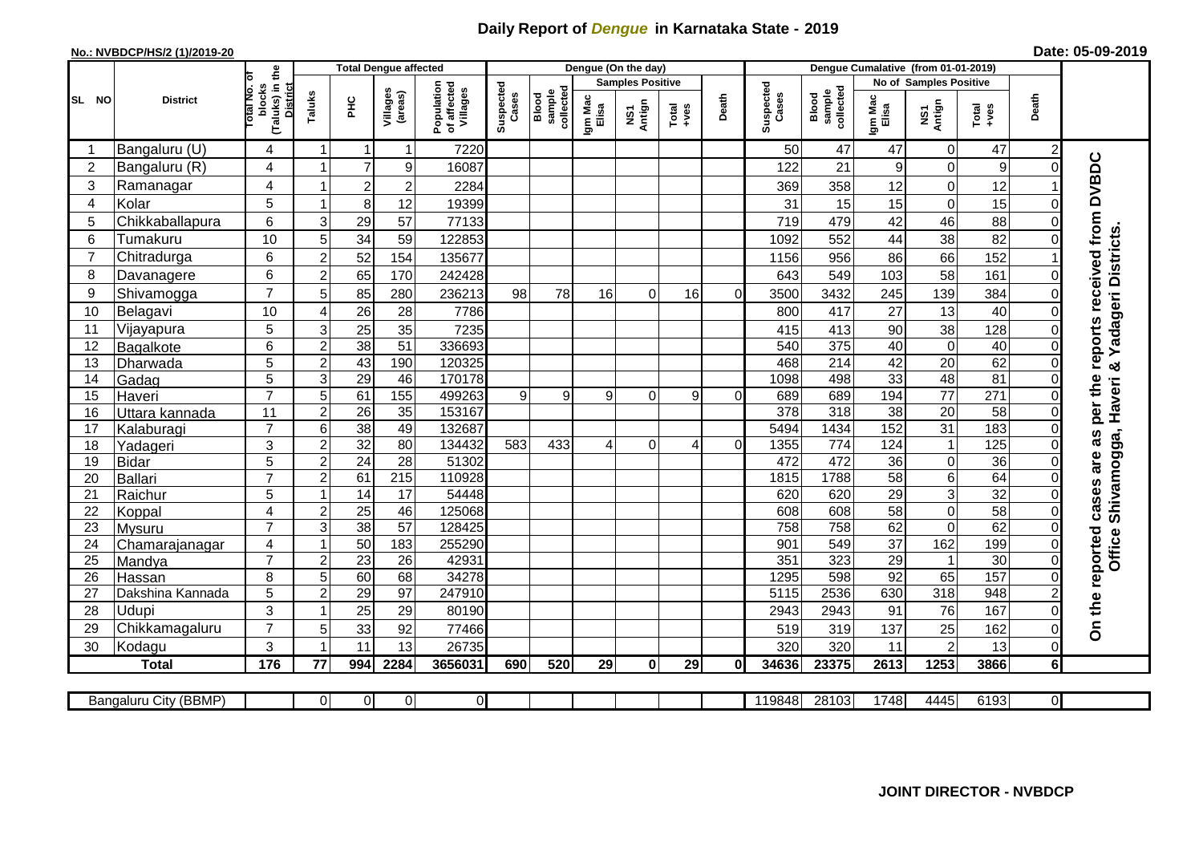# Daily Report of *Dengue* in Karnataka State - 2019

**No.: NVBDCP/HS/2 (1)/2019-20**

**Date: 05-09-2019**

| SL NO | District | Total No. of blocks (Taluks) in the District | Total Dengue affected | | | | Dengue (On the day) | | | | | | | Dengue Cumalative (from 01-01-2019) | | | | | | | |
|---|---|---|---|---|---|---|---|---|---|---|---|---|---|---|---|---|---|---|---|---|
| | | | Taluks | PHC | Villages (areas) | Population of affected Villages | Suspected Cases | Blood sample collected | Samples Positive | | | Death | Suspected Cases | Blood sample collected | No of Samples Positive | | | Death | |
| | | | | | | | | | Igm Mac Elisa | NS1 Antign | Total +ves | | | | Igm Mac Elisa | NS1 Antign | Total +ves | | |
| 1 | Bangaluru (U) | 4 | 1 | 1 | 1 | 7220 | | | | | | | 50 | 47 | 47 | 0 | 47 | 2 | On the reported cases are as per the reports received from DVBDC Office Shivamogga, Haveri & Yadageri Districts. |
| 2 | Bangaluru (R) | 4 | 1 | 7 | 9 | 16087 | | | | | | | 122 | 21 | 9 | 0 | 9 | 0 | |
| 3 | Ramanagar | 4 | 1 | 2 | 2 | 2284 | | | | | | | 369 | 358 | 12 | 0 | 12 | 1 | |
| 4 | Kolar | 5 | 1 | 8 | 12 | 19399 | | | | | | | 31 | 15 | 15 | 0 | 15 | 0 | |
| 5 | Chikkaballapura | 6 | 3 | 29 | 57 | 77133 | | | | | | | 719 | 479 | 42 | 46 | 88 | 0 | |
| 6 | Tumakuru | 10 | 5 | 34 | 59 | 122853 | | | | | | | 1092 | 552 | 44 | 38 | 82 | 0 | |
| 7 | Chitradurga | 6 | 2 | 52 | 154 | 135677 | | | | | | | 1156 | 956 | 86 | 66 | 152 | 1 | |
| 8 | Davanagere | 6 | 2 | 65 | 170 | 242428 | | | | | | | 643 | 549 | 103 | 58 | 161 | 0 | |
| 9 | Shivamogga | 7 | 5 | 85 | 280 | 236213 | 98 | 78 | 16 | 0 | 16 | 0 | 3500 | 3432 | 245 | 139 | 384 | 0 | |
| 10 | Belagavi | 10 | 4 | 26 | 28 | 7786 | | | | | | | 800 | 417 | 27 | 13 | 40 | 0 | |
| 11 | Vijayapura | 5 | 3 | 25 | 35 | 7235 | | | | | | | 415 | 413 | 90 | 38 | 128 | 0 | |
| 12 | Bagalkote | 6 | 2 | 38 | 51 | 336693 | | | | | | | 540 | 375 | 40 | 0 | 40 | 0 | |
| 13 | Dharwada | 5 | 2 | 43 | 190 | 120325 | | | | | | | 468 | 214 | 42 | 20 | 62 | 0 | |
| 14 | Gadag | 5 | 3 | 29 | 46 | 170178 | | | | | | | 1098 | 498 | 33 | 48 | 81 | 0 | |
| 15 | Haveri | 7 | 5 | 61 | 155 | 499263 | 9 | 9 | 9 | 0 | 9 | 0 | 689 | 689 | 194 | 77 | 271 | 0 | |
| 16 | Uttara kannada | 11 | 2 | 26 | 35 | 153167 | | | | | | | 378 | 318 | 38 | 20 | 58 | 0 | |
| 17 | Kalaburagi | 7 | 6 | 38 | 49 | 132687 | | | | | | | 5494 | 1434 | 152 | 31 | 183 | 0 | |
| 18 | Yadageri | 3 | 2 | 32 | 80 | 134432 | 583 | 433 | 4 | 0 | 4 | 0 | 1355 | 774 | 124 | 1 | 125 | 0 | |
| 19 | Bidar | 5 | 2 | 24 | 28 | 51302 | | | | | | | 472 | 472 | 36 | 0 | 36 | 0 | |
| 20 | Ballari | 7 | 2 | 61 | 215 | 110928 | | | | | | | 1815 | 1788 | 58 | 6 | 64 | 0 | |
| 21 | Raichur | 5 | 1 | 14 | 17 | 54448 | | | | | | | 620 | 620 | 29 | 3 | 32 | 0 | |
| 22 | Koppal | 4 | 2 | 25 | 46 | 125068 | | | | | | | 608 | 608 | 58 | 0 | 58 | 0 | |
| 23 | Mysuru | 7 | 3 | 38 | 57 | 128425 | | | | | | | 758 | 758 | 62 | 0 | 62 | 0 | |
| 24 | Chamarajanagar | 4 | 1 | 50 | 183 | 255290 | | | | | | | 901 | 549 | 37 | 162 | 199 | 0 | |
| 25 | Mandya | 7 | 2 | 23 | 26 | 42931 | | | | | | | 351 | 323 | 29 | 1 | 30 | 0 | |
| 26 | Hassan | 8 | 5 | 60 | 68 | 34278 | | | | | | | 1295 | 598 | 92 | 65 | 157 | 0 | |
| 27 | Dakshina Kannada | 5 | 2 | 29 | 97 | 247910 | | | | | | | 5115 | 2536 | 630 | 318 | 948 | 2 | |
| 28 | Udupi | 3 | 1 | 25 | 29 | 80190 | | | | | | | 2943 | 2943 | 91 | 76 | 167 | 0 | |
| 29 | Chikkamagaluru | 7 | 5 | 33 | 92 | 77466 | | | | | | | 519 | 319 | 137 | 25 | 162 | 0 | |
| 30 | Kodagu | 3 | 1 | 11 | 13 | 26735 | | | | | | | 320 | 320 | 11 | 2 | 13 | 0 | |
| | **Total** | **176** | **77** | **994** | **2284** | **3656031** | **690** | **520** | **29** | **0** | **29** | **0** | **34636** | **23375** | **2613** | **1253** | **3866** | **6** | |

| Bangaluru City (BBMP) | | 0 | 0 | 0 | 0 | | | | | | | 119848 | 28103 | 1748 | 4445 | 6193 | 0 | |
|---|---|---|---|---|---|---|---|---|---|---|---|---|---|---|---|---|---|---|

**JOINT DIRECTOR - NVBDCP**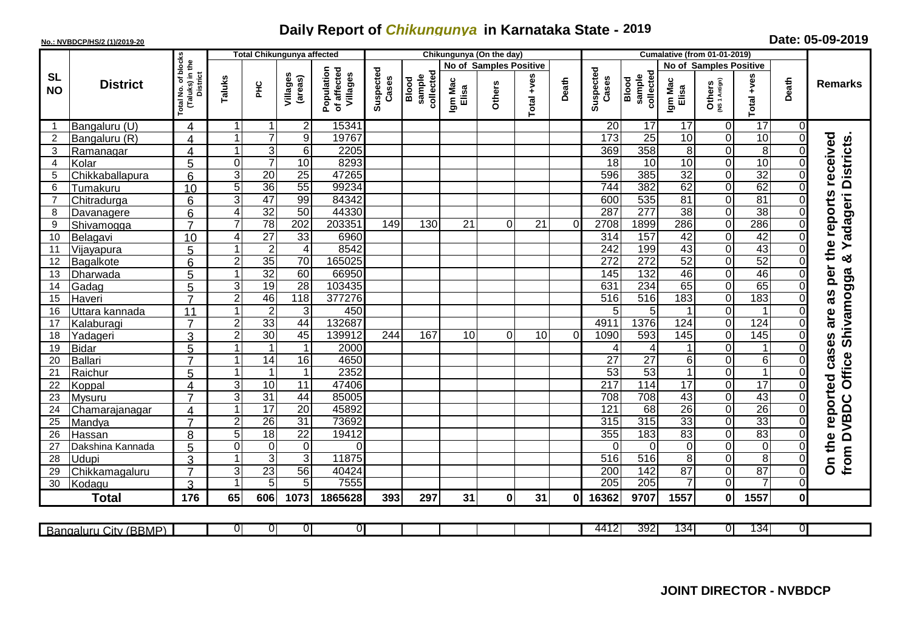# Daily Report of *Chikungunya* in Karnataka State - 2019

**No.: NVBDCP/HS/2 (1)/2019-20**

**Date: 05-09-2019**

| SL NO | District | Total No. of blocks (Taluks) in the District | Total Chikungunya affected | | | | Chikungunya (On the day) | | | | | | | Cumalative (from 01-01-2019) | | | | | | | Remarks |
|---|---|---|---|---|---|---|---|---|---|---|---|---|---|---|---|---|---|---|---|---|---|
| | | | Taluks | PHC | Villages (areas) | Population of affected Villages | Suspected Cases | Blood sample collected | No of Samples Positive | | | Death | Suspected Cases | Blood sample collected | No of Samples Positive | | | Death | |
| | | | | | | | | | Igm Mac Elisa | Others | Total +ves | | | | Igm Mac Elisa | Others (NS 1 Antign) | Total +ves | | |
| 1 | Bangaluru (U) | 4 | 1 | 1 | 2 | 15341 | | | | | | | 20 | 17 | 17 | 0 | 17 | 0 | On the reported cases are as per the reports received from DVBDC Office Shivamogga & Yadageri Districts. |
| 2 | Bangaluru (R) | 4 | 1 | 7 | 9 | 19767 | | | | | | | 173 | 25 | 10 | 0 | 10 | 0 | |
| 3 | Ramanagar | 4 | 1 | 3 | 6 | 2205 | | | | | | | 369 | 358 | 8 | 0 | 8 | 0 | |
| 4 | Kolar | 5 | 0 | 7 | 10 | 8293 | | | | | | | 18 | 10 | 10 | 0 | 10 | 0 | |
| 5 | Chikkaballapura | 6 | 3 | 20 | 25 | 47265 | | | | | | | 596 | 385 | 32 | 0 | 32 | 0 | |
| 6 | Tumakuru | 10 | 5 | 36 | 55 | 99234 | | | | | | | 744 | 382 | 62 | 0 | 62 | 0 | |
| 7 | Chitradurga | 6 | 3 | 47 | 99 | 84342 | | | | | | | 600 | 535 | 81 | 0 | 81 | 0 | |
| 8 | Davanagere | 6 | 4 | 32 | 50 | 44330 | | | | | | | 287 | 277 | 38 | 0 | 38 | 0 | |
| 9 | Shivamogga | 7 | 7 | 78 | 202 | 203351 | 149 | 130 | 21 | 0 | 21 | 0 | 2708 | 1899 | 286 | 0 | 286 | 0 | |
| 10 | Belagavi | 10 | 4 | 27 | 33 | 6960 | | | | | | | 314 | 157 | 42 | 0 | 42 | 0 | |
| 11 | Vijayapura | 5 | 1 | 2 | 4 | 8542 | | | | | | | 242 | 199 | 43 | 0 | 43 | 0 | |
| 12 | Bagalkote | 6 | 2 | 35 | 70 | 165025 | | | | | | | 272 | 272 | 52 | 0 | 52 | 0 | |
| 13 | Dharwada | 5 | 1 | 32 | 60 | 66950 | | | | | | | 145 | 132 | 46 | 0 | 46 | 0 | |
| 14 | Gadag | 5 | 3 | 19 | 28 | 103435 | | | | | | | 631 | 234 | 65 | 0 | 65 | 0 | |
| 15 | Haveri | 7 | 2 | 46 | 118 | 377276 | | | | | | | 516 | 516 | 183 | 0 | 183 | 0 | |
| 16 | Uttara kannada | 11 | 1 | 2 | 3 | 450 | | | | | | | 5 | 5 | 1 | 0 | 1 | 0 | |
| 17 | Kalaburagi | 7 | 2 | 33 | 44 | 132687 | | | | | | | 4911 | 1376 | 124 | 0 | 124 | 0 | |
| 18 | Yadageri | 3 | 2 | 30 | 45 | 139912 | 244 | 167 | 10 | 0 | 10 | 0 | 1090 | 593 | 145 | 0 | 145 | 0 | |
| 19 | Bidar | 5 | 1 | 1 | 1 | 2000 | | | | | | | 4 | 4 | 1 | 0 | 1 | 0 | |
| 20 | Ballari | 7 | 1 | 14 | 16 | 4650 | | | | | | | 27 | 27 | 6 | 0 | 6 | 0 | |
| 21 | Raichur | 5 | 1 | 1 | 1 | 2352 | | | | | | | 53 | 53 | 1 | 0 | 1 | 0 | |
| 22 | Koppal | 4 | 3 | 10 | 11 | 47406 | | | | | | | 217 | 114 | 17 | 0 | 17 | 0 | |
| 23 | Mysuru | 7 | 3 | 31 | 44 | 85005 | | | | | | | 708 | 708 | 43 | 0 | 43 | 0 | |
| 24 | Chamarajanagar | 4 | 1 | 17 | 20 | 45892 | | | | | | | 121 | 68 | 26 | 0 | 26 | 0 | |
| 25 | Mandya | 7 | 2 | 26 | 31 | 73692 | | | | | | | 315 | 315 | 33 | 0 | 33 | 0 | |
| 26 | Hassan | 8 | 5 | 18 | 22 | 19412 | | | | | | | 355 | 183 | 83 | 0 | 83 | 0 | |
| 27 | Dakshina Kannada | 5 | 0 | 0 | 0 | 0 | | | | | | | 0 | 0 | 0 | 0 | 0 | 0 | |
| 28 | Udupi | 3 | 1 | 3 | 3 | 11875 | | | | | | | 516 | 516 | 8 | 0 | 8 | 0 | |
| 29 | Chikkamagaluru | 7 | 3 | 23 | 56 | 40424 | | | | | | | 200 | 142 | 87 | 0 | 87 | 0 | |
| 30 | Kodagu | 3 | 1 | 5 | 5 | 7555 | | | | | | | 205 | 205 | 7 | 0 | 7 | 0 | |
| | **Total** | **176** | **65** | **606** | **1073** | **1865628** | **393** | **297** | **31** | **0** | **31** | **0** | **16362** | **9707** | **1557** | **0** | **1557** | **0** | |

| | | | | | | | | | | | | | | | | | | | |
|---|---|---|---|---|---|---|---|---|---|---|---|---|---|---|---|---|---|---|---|
| Bangaluru City (BBMP) | | 0 | 0 | 0 | 0 | | | | | | | 4412 | 392 | 134 | 0 | 134 | 0 | |

**JOINT DIRECTOR - NVBDCP**